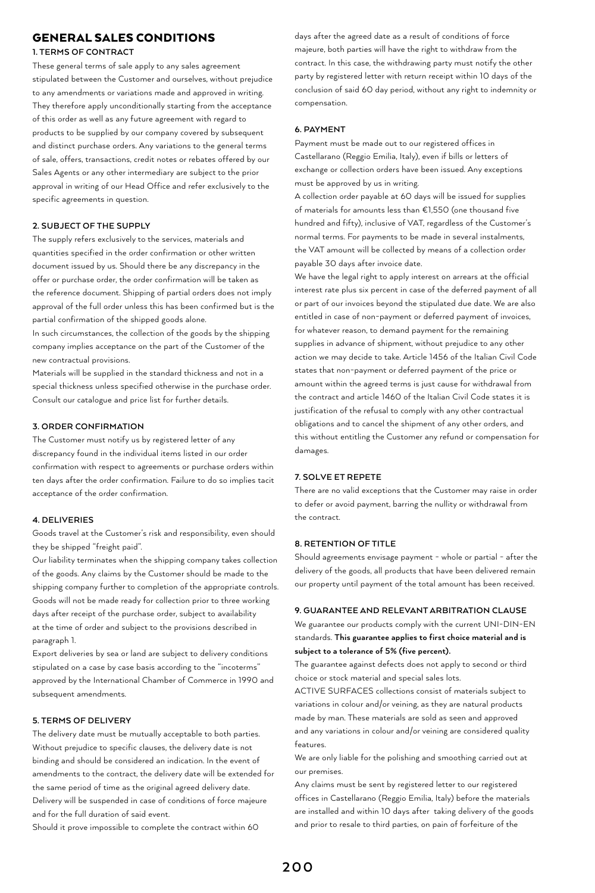# GENERAL SALES CONDITIONS

## 1. TERMS OF CONTRACT

These general terms of sale apply to any sales agreement stipulated between the Customer and ourselves, without prejudice to any amendments or variations made and approved in writing. They therefore apply unconditionally starting from the acceptance of this order as well as any future agreement with regard to products to be supplied by our company covered by subsequent and distinct purchase orders. Any variations to the general terms of sale, offers, transactions, credit notes or rebates offered by our Sales Agents or any other intermediary are subject to the prior approval in writing of our Head Office and refer exclusively to the specific agreements in question.

## 2. SUBJECT OF THE SUPPLY

The supply refers exclusively to the services, materials and quantities specified in the order confirmation or other written document issued by us. Should there be any discrepancy in the offer or purchase order, the order confirmation will be taken as the reference document. Shipping of partial orders does not imply approval of the full order unless this has been confirmed but is the partial confirmation of the shipped goods alone.

In such circumstances, the collection of the goods by the shipping company implies acceptance on the part of the Customer of the new contractual provisions.

Materials will be supplied in the standard thickness and not in a special thickness unless specified otherwise in the purchase order. Consult our catalogue and price list for further details.

## 3. ORDER CONFIRMATION

The Customer must notify us by registered letter of any discrepancy found in the individual items listed in our order confirmation with respect to agreements or purchase orders within ten days after the order confirmation. Failure to do so implies tacit acceptance of the order confirmation.

## 4. DELIVERIES

Goods travel at the Customer's risk and responsibility, even should they be shipped "freight paid".

Our liability terminates when the shipping company takes collection of the goods. Any claims by the Customer should be made to the shipping company further to completion of the appropriate controls. Goods will not be made ready for collection prior to three working days after receipt of the purchase order, subject to availability at the time of order and subject to the provisions described in paragraph 1.

Export deliveries by sea or land are subject to delivery conditions stipulated on a case by case basis according to the "incoterms" approved by the International Chamber of Commerce in 1990 and subsequent amendments.

## 5. TERMS OF DELIVERY

The delivery date must be mutually acceptable to both parties. Without prejudice to specific clauses, the delivery date is not binding and should be considered an indication. In the event of amendments to the contract, the delivery date will be extended for the same period of time as the original agreed delivery date. Delivery will be suspended in case of conditions of force majeure and for the full duration of said event.

Should it prove impossible to complete the contract within 60 days after the agreed date as a result of conditions of force majeure, both parties will have the right to withdraw from the contract. In this case, the withdrawing party must notify the other party by registered letter with return receipt within 10 days of the conclusion of said 60 day period, without any right to indemnity or compensation.

## 6. PAYMENT

Payment must be made out to our registered offices in Castellarano (Reggio Emilia, Italy), even if bills or letters of exchange or collection orders have been issued. Any exceptions must be approved by us in writing.

A collection order payable at 60 days will be issued for supplies of materials for amounts less than €1,550 (one thousand five hundred and fifty), inclusive of VAT, regardless of the Customer's normal terms. For payments to be made in several instalments, the VAT amount will be collected by means of a collection order payable 30 days after invoice date.

We have the legal right to apply interest on arrears at the official interest rate plus six percent in case of the deferred payment of all or part of our invoices beyond the stipulated due date. We are also entitled in case of non-payment or deferred payment of invoices, for whatever reason, to demand payment for the remaining supplies in advance of shipment, without prejudice to any other action we may decide to take. Article 1456 of the Italian Civil Code states that non-payment or deferred payment of the price or amount within the agreed terms is just cause for withdrawal from the contract and article 1460 of the Italian Civil Code states it is justification of the refusal to comply with any other contractual obligations and to cancel the shipment of any other orders, and this without entitling the Customer any refund or compensation for damages.

## 7. SOLVE ET REPETE

There are no valid exceptions that the Customer may raise in order to defer or avoid payment, barring the nullity or withdrawal from the contract.

## 8. RETENTION OF TITLE

Should agreements envisage payment - whole or partial - after the delivery of the goods, all products that have been delivered remain our property until payment of the total amount has been received.

## 9. GUARANTEE AND RELEVANT ARBITRATION CLAUSE

We guarantee our products comply with the current UNI-DIN-EN standards. **This guarantee applies to first choice material and is subject to a tolerance of 5% (five percent).**

The guarantee against defects does not apply to second or third choice or stock material and special sales lots.

ACTIVE SURFACES collections consist of materials subject to variations in colour and/or veining, as they are natural products made by man. These materials are sold as seen and approved and any variations in colour and/or veining are considered quality features.

We are only liable for the polishing and smoothing carried out at our premises.

Any claims must be sent by registered letter to our registered offices in Castellarano (Reggio Emilia, Italy) before the materials are installed and within 10 days after taking delivery of the goods and prior to resale to third parties, on pain of forfeiture of the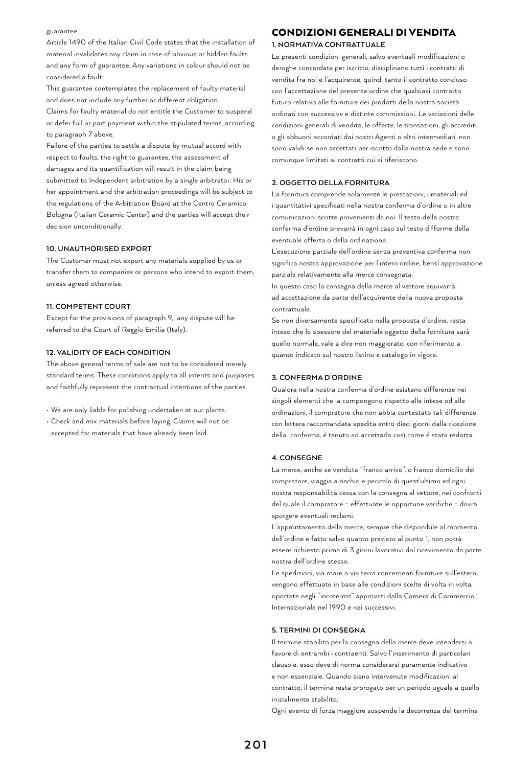guarantee.

Article 1490 of the Italian Civil Code states that the installation of material invalidates any claim in case of obvious or hidden faults and any form of guarantee. Any variations in colour should not be considered a fault.

This guarantee contemplates the replacement of faulty material and does not include any further or different obligation.

Claims for faulty material do not entitle the Customer to suspend or defer full or part payment within the stipulated terms, according to paragraph 7 above.

Failure of the parties to settle a dispute by mutual accord with respect to faults, the right to guarantee, the assessment of damages and its quantification will result in the claim being submitted to Independent arbitration by a single arbitrator. His or her appointment and the arbitration proceedings will be subject to the regulations of the Arbitration Board at the Centro Ceramico Bologna (Italian Ceramic Center) and the parties will accept their decision unconditionally.

#### 10. UNAUTHORISED EXPORT

The Customer must not export any materials supplied by us or transfer them to companies or persons who intend to export them, unless agreed otherwise.

#### 11. COMPETENT COURT

Except for the provisions of paragraph 9, any dispute will be referred to the Court of Reggio Emilia (Italy).

#### 12. VALIDITY OF EACH CONDITION

The above general terms of sale are not to be considered merely standard terms. These conditions apply to all intents and purposes and faithfully represent the contractual intentions of the parties.

- We are only liable for polishing undertaken at our plants.
- Check and mix materials before laying. Claims will not be accepted for materials that have already been laid.

## CONDIZIONI GENERALI DI VENDITA

#### 1. NORMATIVA CONTRATTUALE

Le presenti condizioni generali, salvo eventuali modificazioni o deroghe concordate per iscritto, disciplinano tutti i contratti di vendita fra noi e l'acquirente, quindi tanto il contratto concluso con l'accettazione del presente ordine che qualsiasi contratto futuro relativo alle forniture dei prodotti della nostra società ordinati con successive e distinte commissioni. Le variazioni delle condizioni generali di vendita, le offerte, le transazioni, gli accrediti o gli abbuoni accordati dai nostri Agenti o altri intermediari, non sono validi se non accettati per iscritto dalla nostra sede e sono comunque limitati ai contratti cui si riferiscono.

#### 2. OGGETTO DELLA FORNITURA

La fornitura comprende solamente le prestazioni, i materiali ed i quantitativi specificati nella nostra conferma d'ordine o in altre comunicazioni scritte provenienti da noi. Il testo della nostra conferma d'ordine prevarrà in ogni caso sul testo difforme della eventuale offerta o della ordinazione.

L'esecuzione parziale dell'ordine senza preventiva conferma non significa nostra approvazione per l'intero ordine, bensì approvazione parziale relativamente alla merce consegnata.

In questo caso la consegna della merce al vettore equivarrà ad accettazione da parte dell'acquirente della nuova proposta contrattuale.

Se non diversamente specificato nella proposta d'ordine, resta inteso che lo spessore del materiale oggetto della fornitura sarà quello normale, vale a dire non maggiorato, con riferimento a quanto indicato sul nostro listino e catalogo in vigore.

#### 3. CONFERMA D'ORDINE

Qualora nella nostra conferma d'ordine esistano differenze nei singoli elementi che la compongono rispetto alle intese od alle ordinazioni, il compratore che non abbia contestato tali differenze con lettera raccomandata spedita entro dieci giorni dalla ricezione della conferma, é tenuto ad accettarla così come é stata redatta.

#### 4. CONSEGNE

La merce, anche se venduta "franco arrivo", o franco domicilio del compratore, viaggia a rischio e pericolo di quest'ultimo ed ogni nostra responsabilità cessa con la consegna al vettore, nei confronti del quale il compratore - effettuate le opportune verifiche - dovrà sporgere eventuali reclami.

L'approntamento della merce, sempre che disponibile al momento dell'ordine e fatto salvo quanto previsto al punto 1, non potrà essere richiesto prima di 3 giorni lavorativi dal ricevimento da parte nostra dell'ordine stesso.

Le spedizioni, via mare o via terra concernenti forniture sull'estero, vengono effettuate in base alle condizioni scelte di volta in volta, riportate negli "incoterms" approvati dalla Camera di Commercio Internazionale nel 1990 e nei successivi.

#### 5. TERMINI DI CONSEGNA

Il termine stabilito per la consegna della merce deve intendersi a favore di entrambi i contraenti. Salvo l'inserimento di particolari clausole, esso deve di norma considerarsi puramente indicativo e non essenziale. Quando siano intervenute modificazioni al contratto, il termine resta prorogato per un periodo uguale a quello inizialmente stabilito.

Ogni evento di forza maggiore sospende la decorrenza del termine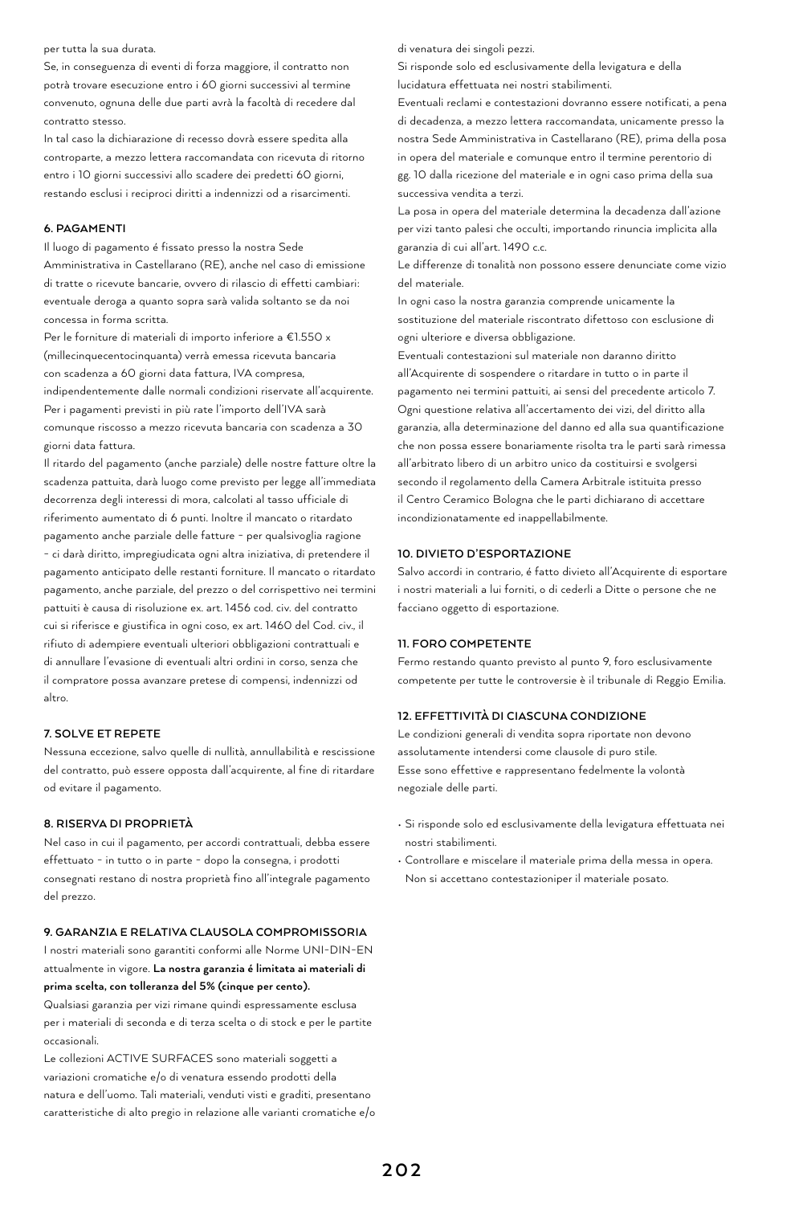per tutta la sua durata.

Se, in conseguenza di eventi di forza maggiore, il contratto non potrà trovare esecuzione entro i 60 giorni successivi al termine convenuto, ognuna delle due parti avrà la facoltà di recedere dal contratto stesso.

In tal caso la dichiarazione di recesso dovrà essere spedita alla controparte, a mezzo lettera raccomandata con ricevuta di ritorno entro i 10 giorni successivi allo scadere dei predetti 60 giorni, restando esclusi i reciproci diritti a indennizzi od a risarcimenti.

### 6. PAGAMENTI

Il luogo di pagamento é fissato presso la nostra Sede Amministrativa in Castellarano (RE), anche nel caso di emissione di tratte o ricevute bancarie, ovvero di rilascio di effetti cambiari: eventuale deroga a quanto sopra sarà valida soltanto se da noi concessa in forma scritta.

Per le forniture di materiali di importo inferiore a €1.550 x (millecinquecentocinquanta) verrà emessa ricevuta bancaria con scadenza a 60 giorni data fattura, IVA compresa, indipendentemente dalle normali condizioni riservate all'acquirente. Per i pagamenti previsti in più rate l'importo dell'IVA sarà comunque riscosso a mezzo ricevuta bancaria con scadenza a 30 giorni data fattura.

Il ritardo del pagamento (anche parziale) delle nostre fatture oltre la scadenza pattuita, darà luogo come previsto per legge all'immediata decorrenza degli interessi di mora, calcolati al tasso ufficiale di riferimento aumentato di 6 punti. Inoltre il mancato o ritardato pagamento anche parziale delle fatture - per qualsivoglia ragione - ci darà diritto, impregiudicata ogni altra iniziativa, di pretendere il pagamento anticipato delle restanti forniture. Il mancato o ritardato pagamento, anche parziale, del prezzo o del corrispettivo nei termini pattuiti è causa di risoluzione ex. art. 1456 cod. civ. del contratto cui si riferisce e giustifica in ogni coso, ex art. 1460 del Cod. civ., il rifiuto di adempiere eventuali ulteriori obbligazioni contrattuali e di annullare l'evasione di eventuali altri ordini in corso, senza che il compratore possa avanzare pretese di compensi, indennizzi od altro.

### 7. SOLVE ET REPETE

Nessuna eccezione, salvo quelle di nullità, annullabilità e rescissione del contratto, può essere opposta dall'acquirente, al fine di ritardare od evitare il pagamento.

### 8. RISERVA DI PROPRIETÀ

Nel caso in cui il pagamento, per accordi contrattuali, debba essere effettuato - in tutto o in parte - dopo la consegna, i prodotti consegnati restano di nostra proprietà fino all'integrale pagamento del prezzo.

### 9. GARANZIA E RELATIVA CLAUSOLA COMPROMISSORIA

I nostri materiali sono garantiti conformi alle Norme UNI-DIN-EN attualmente in vigore. **La nostra garanzia é limitata ai materiali di prima scelta, con tolleranza del 5% (cinque per cento).**

Qualsiasi garanzia per vizi rimane quindi espressamente esclusa per i materiali di seconda e di terza scelta o di stock e per le partite occasionali.

Le collezioni ACTIVE SURFACES sono materiali soggetti a variazioni cromatiche e/o di venatura essendo prodotti della natura e dell'uomo. Tali materiali, venduti visti e graditi, presentano caratteristiche di alto pregio in relazione alle varianti cromatiche e/o di venatura dei singoli pezzi.

Si risponde solo ed esclusivamente della levigatura e della lucidatura effettuata nei nostri stabilimenti.

Eventuali reclami e contestazioni dovranno essere notificati, a pena di decadenza, a mezzo lettera raccomandata, unicamente presso la nostra Sede Amministrativa in Castellarano (RE), prima della posa in opera del materiale e comunque entro il termine perentorio di gg. 10 dalla ricezione del materiale e in ogni caso prima della sua successiva vendita a terzi.

La posa in opera del materiale determina la decadenza dall'azione per vizi tanto palesi che occulti, importando rinuncia implicita alla garanzia di cui all'art. 1490 c.c.

Le differenze di tonalità non possono essere denunciate come vizio del materiale.

In ogni caso la nostra garanzia comprende unicamente la sostituzione del materiale riscontrato difettoso con esclusione di ogni ulteriore e diversa obbligazione.

Eventuali contestazioni sul materiale non daranno diritto all'Acquirente di sospendere o ritardare in tutto o in parte il pagamento nei termini pattuiti, ai sensi del precedente articolo 7. Ogni questione relativa all'accertamento dei vizi, del diritto alla garanzia, alla determinazione del danno ed alla sua quantificazione che non possa essere bonariamente risolta tra le parti sarà rimessa all'arbitrato libero di un arbitro unico da costituirsi e svolgersi secondo il regolamento della Camera Arbitrale istituita presso il Centro Ceramico Bologna che le parti dichiarano di accettare incondizionatamente ed inappellabilmente.

### 10. DIVIETO D'ESPORTAZIONE

Salvo accordi in contrario, é fatto divieto all'Acquirente di esportare i nostri materiali a lui forniti, o di cederli a Ditte o persone che ne facciano oggetto di esportazione.

### 11. FORO COMPETENTE

Fermo restando quanto previsto al punto 9, foro esclusivamente competente per tutte le controversie è il tribunale di Reggio Emilia.

### 12. EFFETTIVITÀ DI CIASCUNA CONDIZIONE

Le condizioni generali di vendita sopra riportate non devono assolutamente intendersi come clausole di puro stile.

Esse sono effettive e rappresentano fedelmente la volontà negoziale delle parti.

- Si risponde solo ed esclusivamente della levigatura effettuata nei nostri stabilimenti.
- Controllare e miscelare il materiale prima della messa in opera. Non si accettano contestazioniper il materiale posato.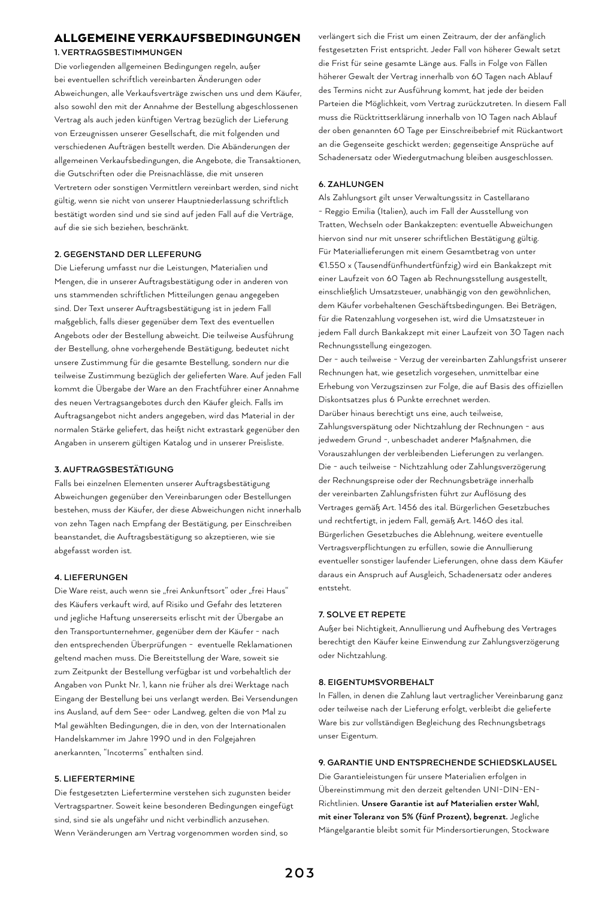# ALLGEMEINE VERKAUFSBEDINGUNGEN

## 1. VERTRAGSBESTIMMUNGEN

Die vorliegenden allgemeinen Bedingungen regeln, außer bei eventuellen schriftlich vereinbarten Änderungen oder Abweichungen, alle Verkaufsverträge zwischen uns und dem Käufer, also sowohl den mit der Annahme der Bestellung abgeschlossenen Vertrag als auch jeden künftigen Vertrag bezüglich der Lieferung von Erzeugnissen unserer Gesellschaft, die mit folgenden und verschiedenen Aufträgen bestellt werden. Die Abänderungen der allgemeinen Verkaufsbedingungen, die Angebote, die Transaktionen, die Gutschriften oder die Preisnachlässe, die mit unseren Vertretern oder sonstigen Vermittlern vereinbart werden, sind nicht gültig, wenn sie nicht von unserer Hauptniederlassung schriftlich bestätigt worden sind und sie sind auf jeden Fall auf die Verträge, auf die sie sich beziehen, beschränkt.

## 2. GEGENSTAND DER LLEFERUNG

Die Lieferung umfasst nur die Leistungen, Materialien und Mengen, die in unserer Auftragsbestätigung oder in anderen von uns stammenden schriftlichen Mitteilungen genau angegeben sind. Der Text unserer Auftragsbestätigung ist in jedem Fall maßgeblich, falls dieser gegenüber dem Text des eventuellen Angebots oder der Bestellung abweicht. Die teilweise Ausführung der Bestellung, ohne vorhergehende Bestätigung, bedeutet nicht unsere Zustimmung für die gesamte Bestellung, sondern nur die teilweise Zustimmung bezüglich der gelieferten Ware. Auf jeden Fall kommt die Übergabe der Ware an den Frachtführer einer Annahme des neuen Vertragsangebotes durch den Käufer gleich. Falls im Auftragsangebot nicht anders angegeben, wird das Material in der normalen Stärke geliefert, das heißt nicht extrastark gegenüber den Angaben in unserem gültigen Katalog und in unserer Preisliste.

## 3. AUFTRAGSBESTÄTIGUNG

Falls bei einzelnen Elementen unserer Auftragsbestätigung Abweichungen gegenüber den Vereinbarungen oder Bestellungen bestehen, muss der Käufer, der diese Abweichungen nicht innerhalb von zehn Tagen nach Empfang der Bestätigung, per Einschreiben beanstandet, die Auftragsbestätigung so akzeptieren, wie sie abgefasst worden ist.

## 4. LIEFERUNGEN

Die Ware reist, auch wenn sie „frei Ankunftsort" oder „frei Haus" des Käufers verkauft wird, auf Risiko und Gefahr des letzteren und jegliche Haftung unsererseits erlischt mit der Übergabe an den Transportunternehmer, gegenüber dem der Käufer - nach den entsprechenden Überprüfungen - eventuelle Reklamationen geltend machen muss. Die Bereitstellung der Ware, soweit sie zum Zeitpunkt der Bestellung verfügbar ist und vorbehaltlich der Angaben von Punkt Nr. 1, kann nie früher als drei Werktage nach Eingang der Bestellung bei uns verlangt werden. Bei Versendungen ins Ausland, auf dem See- oder Landweg, gelten die von Mal zu Mal gewählten Bedingungen, die in den, von der Internationalen Handelskammer im Jahre 1990 und in den Folgejahren anerkannten, "Incoterms" enthalten sind.

## 5. LIEFERTERMINE

Die festgesetzten Liefertermine verstehen sich zugunsten beider Vertragspartner. Soweit keine besonderen Bedingungen eingefügt sind, sind sie als ungefähr und nicht verbindlich anzusehen. Wenn Veränderungen am Vertrag vorgenommen worden sind, so verlängert sich die Frist um einen Zeitraum, der der anfänglich festgesetzten Frist entspricht. Jeder Fall von höherer Gewalt setzt die Frist für seine gesamte Länge aus. Falls in Folge von Fällen höherer Gewalt der Vertrag innerhalb von 60 Tagen nach Ablauf des Termins nicht zur Ausführung kommt, hat jede der beiden Parteien die Möglichkeit, vom Vertrag zurückzutreten. In diesem Fall muss die Rücktrittserklärung innerhalb von 10 Tagen nach Ablauf der oben genannten 60 Tage per Einschreibebrief mit Rückantwort an die Gegenseite geschickt werden; gegenseitige Ansprüche auf Schadenersatz oder Wiedergutmachung bleiben ausgeschlossen.

## 6. ZAHLUNGEN

Als Zahlungsort gilt unser Verwaltungssitz in Castellarano - Reggio Emilia (Italien), auch im Fall der Ausstellung von Tratten, Wechseln oder Bankakzepten: eventuelle Abweichungen hiervon sind nur mit unserer schriftlichen Bestätigung gültig.
Für Materiallieferungen mit einem Gesamtbetrag von unter €1.550 x (Tausendfünfhundertfünfzig) wird ein Bankakzept mit einer Laufzeit von 60 Tagen ab Rechnungsstellung ausgestellt, einschließlich Umsatzsteuer, unabhängig von den gewöhnlichen, dem Käufer vorbehaltenen Geschäftsbedingungen. Bei Beträgen, für die Ratenzahlung vorgesehen ist, wird die Umsatzsteuer in jedem Fall durch Bankakzept mit einer Laufzeit von 30 Tagen nach Rechnungsstellung eingezogen.
Der - auch teilweise - Verzug der vereinbarten Zahlungsfrist unserer Rechnungen hat, wie gesetzlich vorgesehen, unmittelbar eine Erhebung von Verzugszinsen zur Folge, die auf Basis des offiziellen Diskontsatzes plus 6 Punkte errechnet werden.
Darüber hinaus berechtigt uns eine, auch teilweise, Zahlungsverspätung oder Nichtzahlung der Rechnungen - aus jedwedem Grund -, unbeschadet anderer Maßnahmen, die Vorauszahlungen der verbleibenden Lieferungen zu verlangen.
Die - auch teilweise - Nichtzahlung oder Zahlungsverzögerung der Rechnungspreise oder der Rechnungsbeträge innerhalb der vereinbarten Zahlungsfristen führt zur Auflösung des Vertrages gemäß Art. 1456 des ital. Bürgerlichen Gesetzbuches und rechtfertigt, in jedem Fall, gemäß Art. 1460 des ital. Bürgerlichen Gesetzbuches die Ablehnung, weitere eventuelle Vertragsverpflichtungen zu erfüllen, sowie die Annullierung eventueller sonstiger laufender Lieferungen, ohne dass dem Käufer daraus ein Anspruch auf Ausgleich, Schadenersatz oder anderes entsteht.

## 7. SOLVE ET REPETE

Außer bei Nichtigkeit, Annullierung und Aufhebung des Vertrages berechtigt den Käufer keine Einwendung zur Zahlungsverzögerung oder Nichtzahlung.

## 8. EIGENTUMSVORBEHALT

In Fällen, in denen die Zahlung laut vertraglicher Vereinbarung ganz oder teilweise nach der Lieferung erfolgt, verbleibt die gelieferte Ware bis zur vollständigen Begleichung des Rechnungsbetrags unser Eigentum.

## 9. GARANTIE UND ENTSPRECHENDE SCHIEDSKLAUSEL

Die Garantieleistungen für unsere Materialien erfolgen in Übereinstimmung mit den derzeit geltenden UNI-DIN-EN-Richtlinien. **Unsere Garantie ist auf Materialien erster Wahl, mit einer Toleranz von 5% (fünf Prozent), begrenzt.** Jegliche Mängelgarantie bleibt somit für Mindersortierungen, Stockware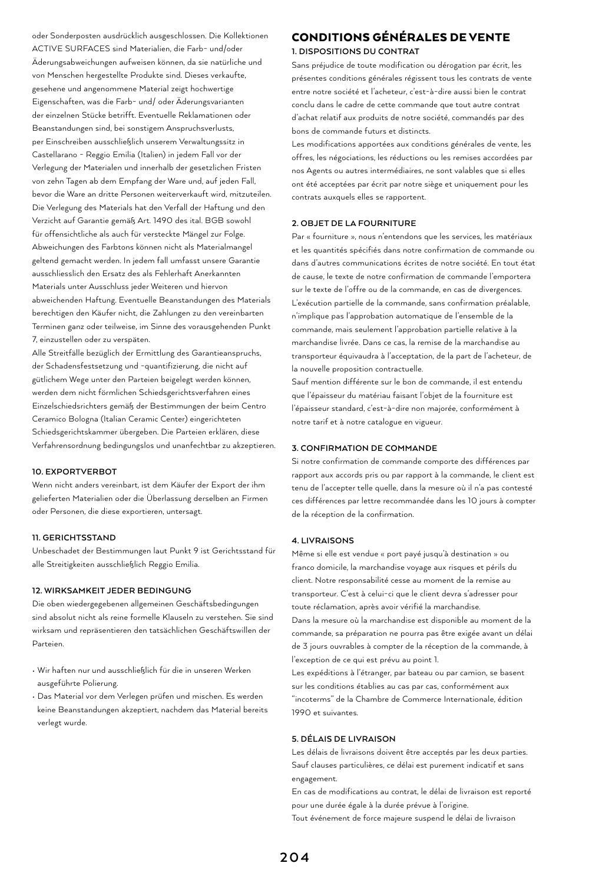oder Sonderposten ausdrücklich ausgeschlossen. Die Kollektionen ACTIVE SURFACES sind Materialien, die Farb- und/oder Äderungsabweichungen aufweisen können, da sie natürliche und von Menschen hergestellte Produkte sind. Dieses verkaufte, gesehene und angenommene Material zeigt hochwertige Eigenschaften, was die Farb- und/ oder Äderungsvarianten der einzelnen Stücke betrifft. Eventuelle Reklamationen oder Beanstandungen sind, bei sonstigem Anspruchsverlusts, per Einschreiben ausschließlich unserem Verwaltungssitz in Castellarano - Reggio Emilia (Italien) in jedem Fall vor der Verlegung der Materialen und innerhalb der gesetzlichen Fristen von zehn Tagen ab dem Empfang der Ware und, auf jeden Fall, bevor die Ware an dritte Personen weiterverkauft wird, mitzuteilen. Die Verlegung des Materials hat den Verfall der Haftung und den Verzicht auf Garantie gemäß Art. 1490 des ital. BGB sowohl für offensichtliche als auch für versteckte Mängel zur Folge. Abweichungen des Farbtons können nicht als Materialmangel geltend gemacht werden. In jedem fall umfasst unsere Garantie ausschliesslich den Ersatz des als Fehlerhaft Anerkannten Materials unter Ausschluss jeder Weiteren und hiervon abweichenden Haftung. Eventuelle Beanstandungen des Materials berechtigen den Käufer nicht, die Zahlungen zu den vereinbarten Terminen ganz oder teilweise, im Sinne des vorausgehenden Punkt 7, einzustellen oder zu verspäten.

Alle Streitfälle bezüglich der Ermittlung des Garantieanspruchs, der Schadensfestsetzung und -quantifizierung, die nicht auf gütlichem Wege unter den Parteien beigelegt werden können, werden dem nicht förmlichen Schiedsgerichtsverfahren eines Einzelschiedsrichters gemäß der Bestimmungen der beim Centro Ceramico Bologna (Italian Ceramic Center) eingerichteten Schiedsgerichtskammer übergeben. Die Parteien erklären, diese Verfahrensordnung bedingungslos und unanfechtbar zu akzeptieren.

### 10. EXPORTVERBOT

Wenn nicht anders vereinbart, ist dem Käufer der Export der ihm gelieferten Materialien oder die Überlassung derselben an Firmen oder Personen, die diese exportieren, untersagt.

### 11. GERICHTSSTAND

Unbeschadet der Bestimmungen laut Punkt 9 ist Gerichtsstand für alle Streitigkeiten ausschließlich Reggio Emilia.

### 12. WIRKSAMKEIT JEDER BEDINGUNG

Die oben wiedergegebenen allgemeinen Geschäftsbedingungen sind absolut nicht als reine formelle Klauseln zu verstehen. Sie sind wirksam und repräsentieren den tatsächlichen Geschäftswillen der Parteien.

- Wir haften nur und ausschließlich für die in unseren Werken ausgeführte Polierung.
- Das Material vor dem Verlegen prüfen und mischen. Es werden keine Beanstandungen akzeptiert, nachdem das Material bereits verlegt wurde.

## CONDITIONS GÉNÉRALES DE VENTE

### 1. DISPOSITIONS DU CONTRAT

Sans préjudice de toute modification ou dérogation par écrit, les présentes conditions générales régissent tous les contrats de vente entre notre société et l'acheteur, c'est-à-dire aussi bien le contrat conclu dans le cadre de cette commande que tout autre contrat d'achat relatif aux produits de notre société, commandés par des bons de commande futurs et distincts.

Les modifications apportées aux conditions générales de vente, les offres, les négociations, les réductions ou les remises accordées par nos Agents ou autres intermédiaires, ne sont valables que si elles ont été acceptées par écrit par notre siège et uniquement pour les contrats auxquels elles se rapportent.

### 2. OBJET DE LA FOURNITURE

Par « fourniture », nous n'entendons que les services, les matériaux et les quantités spécifiés dans notre confirmation de commande ou dans d'autres communications écrites de notre société. En tout état de cause, le texte de notre confirmation de commande l'emportera sur le texte de l'offre ou de la commande, en cas de divergences. L'exécution partielle de la commande, sans confirmation préalable, n'implique pas l'approbation automatique de l'ensemble de la commande, mais seulement l'approbation partielle relative à la marchandise livrée. Dans ce cas, la remise de la marchandise au transporteur équivaudra à l'acceptation, de la part de l'acheteur, de la nouvelle proposition contractuelle.

Sauf mention différente sur le bon de commande, il est entendu que l'épaisseur du matériau faisant l'objet de la fourniture est l'épaisseur standard, c'est-à-dire non majorée, conformément à notre tarif et à notre catalogue en vigueur.

### 3. CONFIRMATION DE COMMANDE

Si notre confirmation de commande comporte des différences par rapport aux accords pris ou par rapport à la commande, le client est tenu de l'accepter telle quelle, dans la mesure où il n'a pas contesté ces différences par lettre recommandée dans les 10 jours à compter de la réception de la confirmation.

### 4. LIVRAISONS

Même si elle est vendue « port payé jusqu'à destination » ou franco domicile, la marchandise voyage aux risques et périls du client. Notre responsabilité cesse au moment de la remise au transporteur. C'est à celui-ci que le client devra s'adresser pour toute réclamation, après avoir vérifié la marchandise.

Dans la mesure où la marchandise est disponible au moment de la commande, sa préparation ne pourra pas être exigée avant un délai de 3 jours ouvrables à compter de la réception de la commande, à l'exception de ce qui est prévu au point 1.

Les expéditions à l'étranger, par bateau ou par camion, se basent sur les conditions établies au cas par cas, conformément aux "incoterms" de la Chambre de Commerce Internationale, édition 1990 et suivantes.

### 5. DÉLAIS DE LIVRAISON

Les délais de livraisons doivent être acceptés par les deux parties. Sauf clauses particulières, ce délai est purement indicatif et sans engagement.

En cas de modifications au contrat, le délai de livraison est reporté pour une durée égale à la durée prévue à l'origine.

Tout événement de force majeure suspend le délai de livraison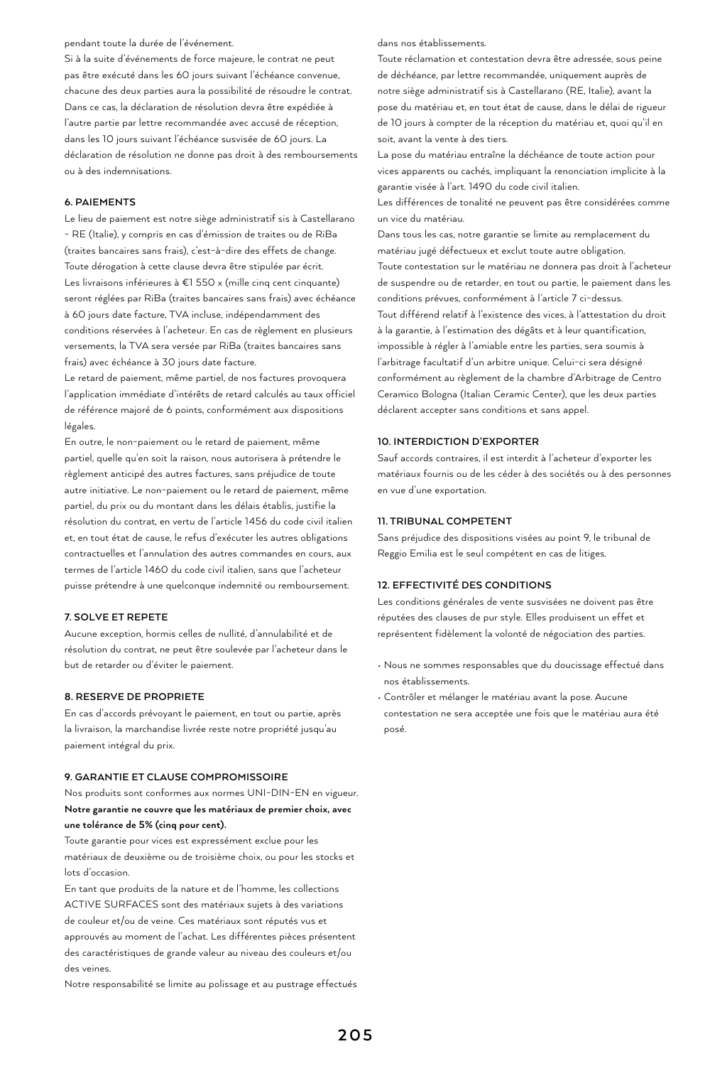pendant toute la durée de l'événement.

Si à la suite d'événements de force majeure, le contrat ne peut pas être exécuté dans les 60 jours suivant l'échéance convenue, chacune des deux parties aura la possibilité de résoudre le contrat. Dans ce cas, la déclaration de résolution devra être expédiée à l'autre partie par lettre recommandée avec accusé de réception, dans les 10 jours suivant l'échéance susvisée de 60 jours. La déclaration de résolution ne donne pas droit à des remboursements ou à des indemnisations.

### 6. PAIEMENTS

Le lieu de paiement est notre siège administratif sis à Castellarano - RE (Italie), y compris en cas d'émission de traites ou de RiBa (traites bancaires sans frais), c'est-à-dire des effets de change. Toute dérogation à cette clause devra être stipulée par écrit.

Les livraisons inférieures à €1 550 x (mille cinq cent cinquante) seront réglées par RiBa (traites bancaires sans frais) avec échéance à 60 jours date facture, TVA incluse, indépendamment des conditions réservées à l'acheteur. En cas de règlement en plusieurs versements, la TVA sera versée par RiBa (traites bancaires sans frais) avec échéance à 30 jours date facture.

Le retard de paiement, même partiel, de nos factures provoquera l'application immédiate d'intérêts de retard calculés au taux officiel de référence majoré de 6 points, conformément aux dispositions légales.

En outre, le non-paiement ou le retard de paiement, même partiel, quelle qu'en soit la raison, nous autorisera à prétendre le règlement anticipé des autres factures, sans préjudice de toute autre initiative. Le non-paiement ou le retard de paiement, même partiel, du prix ou du montant dans les délais établis, justifie la résolution du contrat, en vertu de l'article 1456 du code civil italien et, en tout état de cause, le refus d'exécuter les autres obligations contractuelles et l'annulation des autres commandes en cours, aux termes de l'article 1460 du code civil italien, sans que l'acheteur puisse prétendre à une quelconque indemnité ou remboursement.

### 7. SOLVE ET REPETE

Aucune exception, hormis celles de nullité, d'annulabilité et de résolution du contrat, ne peut être soulevée par l'acheteur dans le but de retarder ou d'éviter le paiement.

### 8. RESERVE DE PROPRIETE

En cas d'accords prévoyant le paiement, en tout ou partie, après la livraison, la marchandise livrée reste notre propriété jusqu'au paiement intégral du prix.

### 9. GARANTIE ET CLAUSE COMPROMISSOIRE

Nos produits sont conformes aux normes UNI-DIN-EN en vigueur.

**Notre garantie ne couvre que les matériaux de premier choix, avec une tolérance de 5% (cinq pour cent).**

Toute garantie pour vices est expressément exclue pour les matériaux de deuxième ou de troisième choix, ou pour les stocks et lots d'occasion.

En tant que produits de la nature et de l'homme, les collections ACTIVE SURFACES sont des matériaux sujets à des variations de couleur et/ou de veine. Ces matériaux sont réputés vus et approuvés au moment de l'achat. Les différentes pièces présentent des caractéristiques de grande valeur au niveau des couleurs et/ou des veines.

Notre responsabilité se limite au polissage et au pustrage effectués dans nos établissements.

Toute réclamation et contestation devra être adressée, sous peine de déchéance, par lettre recommandée, uniquement auprès de notre siège administratif sis à Castellarano (RE, Italie), avant la pose du matériau et, en tout état de cause, dans le délai de rigueur de 10 jours à compter de la réception du matériau et, quoi qu'il en soit, avant la vente à des tiers.

La pose du matériau entraîne la déchéance de toute action pour vices apparents ou cachés, impliquant la renonciation implicite à la garantie visée à l'art. 1490 du code civil italien.

Les différences de tonalité ne peuvent pas être considérées comme un vice du matériau.

Dans tous les cas, notre garantie se limite au remplacement du matériau jugé défectueux et exclut toute autre obligation.

Toute contestation sur le matériau ne donnera pas droit à l'acheteur de suspendre ou de retarder, en tout ou partie, le paiement dans les conditions prévues, conformément à l'article 7 ci-dessus.

Tout différend relatif à l'existence des vices, à l'attestation du droit à la garantie, à l'estimation des dégâts et à leur quantification, impossible à régler à l'amiable entre les parties, sera soumis à l'arbitrage facultatif d'un arbitre unique. Celui-ci sera désigné conformément au règlement de la chambre d'Arbitrage de Centro Ceramico Bologna (Italian Ceramic Center), que les deux parties déclarent accepter sans conditions et sans appel.

### 10. INTERDICTION D'EXPORTER

Sauf accords contraires, il est interdit à l'acheteur d'exporter les matériaux fournis ou de les céder à des sociétés ou à des personnes en vue d'une exportation.

### 11. TRIBUNAL COMPETENT

Sans préjudice des dispositions visées au point 9, le tribunal de Reggio Emilia est le seul compétent en cas de litiges.

### 12. EFFECTIVITÉ DES CONDITIONS

Les conditions générales de vente susvisées ne doivent pas être réputées des clauses de pur style. Elles produisent un effet et représentent fidèlement la volonté de négociation des parties.

- Nous ne sommes responsables que du doucissage effectué dans nos établissements.
- Contrôler et mélanger le matériau avant la pose. Aucune contestation ne sera acceptée une fois que le matériau aura été posé.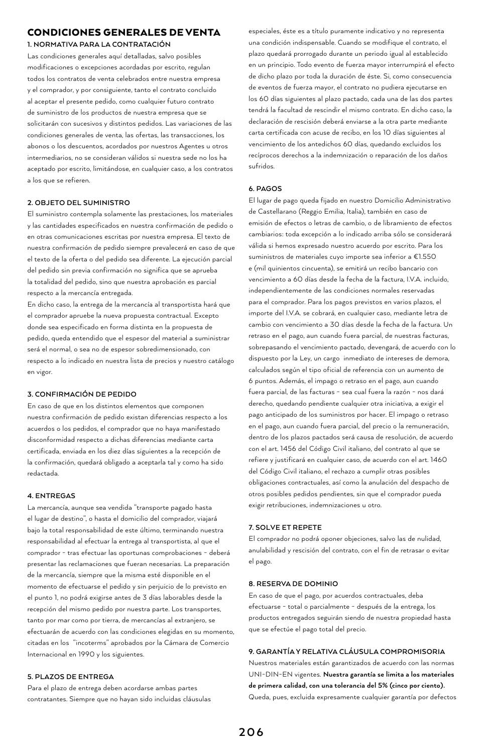# CONDICIONES GENERALES DE VENTA

## 1. NORMATIVA PARA LA CONTRATACIÓN

Las condiciones generales aquí detalladas, salvo posibles modificaciones o excepciones acordadas por escrito, regulan todos los contratos de venta celebrados entre nuestra empresa y el comprador, y por consiguiente, tanto el contrato concluido al aceptar el presente pedido, como cualquier futuro contrato de suministro de los productos de nuestra empresa que se solicitarán con sucesivos y distintos pedidos. Las variaciones de las condiciones generales de venta, las ofertas, las transacciones, los abonos o los descuentos, acordados por nuestros Agentes u otros intermediarios, no se consideran válidos si nuestra sede no los ha aceptado por escrito, limitándose, en cualquier caso, a los contratos a los que se refieren.

## 2. OBJETO DEL SUMINISTRO

El suministro contempla solamente las prestaciones, los materiales y las cantidades especificados en nuestra confirmación de pedido o en otras comunicaciones escritas por nuestra empresa. El texto de nuestra confirmación de pedido siempre prevalecerá en caso de que el texto de la oferta o del pedido sea diferente. La ejecución parcial del pedido sin previa confirmación no significa que se aprueba la totalidad del pedido, sino que nuestra aprobación es parcial respecto a la mercancía entregada.

En dicho caso, la entrega de la mercancía al transportista hará que el comprador apruebe la nueva propuesta contractual. Excepto donde sea especificado en forma distinta en la propuesta de pedido, queda entendido que el espesor del material a suministrar será el normal, o sea no de espesor sobredimensionado, con respecto a lo indicado en nuestra lista de precios y nuestro catálogo en vigor.

## 3. CONFIRMACIÓN DE PEDIDO

En caso de que en los distintos elementos que componen nuestra confirmación de pedido existan diferencias respecto a los acuerdos o los pedidos, el comprador que no haya manifestado disconformidad respecto a dichas diferencias mediante carta certificada, enviada en los diez días siguientes a la recepción de la confirmación, quedará obligado a aceptarla tal y como ha sido redactada.

## 4. ENTREGAS

La mercancía, aunque sea vendida "transporte pagado hasta el lugar de destino", o hasta el domicilio del comprador, viajará bajo la total responsabilidad de este último, terminando nuestra responsabilidad al efectuar la entrega al transportista, al que el comprador - tras efectuar las oportunas comprobaciones - deberá presentar las reclamaciones que fueran necesarias. La preparación de la mercancía, siempre que la misma esté disponible en el momento de efectuarse el pedido y sin perjuicio de lo previsto en el punto 1, no podrá exigirse antes de 3 días laborables desde la recepción del mismo pedido por nuestra parte. Los transportes, tanto por mar como por tierra, de mercancías al extranjero, se efectuarán de acuerdo con las condiciones elegidas en su momento, citadas en los "incoterms" aprobados por la Cámara de Comercio Internacional en 1990 y los siguientes.

## 5. PLAZOS DE ENTREGA

Para el plazo de entrega deben acordarse ambas partes contratantes. Siempre que no hayan sido incluidas cláusulas especiales, éste es a título puramente indicativo y no representa una condición indispensable. Cuando se modifique el contrato, el plazo quedará prorrogado durante un periodo igual al establecido en un principio. Todo evento de fuerza mayor interrumpirá el efecto de dicho plazo por toda la duración de éste. Si, como consecuencia de eventos de fuerza mayor, el contrato no pudiera ejecutarse en los 60 días siguientes al plazo pactado, cada una de las dos partes tendrá la facultad de rescindir el mismo contrato. En dicho caso, la declaración de rescisión deberá enviarse a la otra parte mediante carta certificada con acuse de recibo, en los 10 días siguientes al vencimiento de los antedichos 60 días, quedando excluidos los recíprocos derechos a la indemnización o reparación de los daños sufridos.

## 6. PAGOS

El lugar de pago queda fijado en nuestro Domicilio Administrativo de Castellarano (Reggio Emilia, Italia), también en caso de emisión de efectos o letras de cambio, o de libramiento de efectos cambiarios: toda excepción a lo indicado arriba sólo se considerará válida si hemos expresado nuestro acuerdo por escrito. Para los suministros de materiales cuyo importe sea inferior a €1.550 e (mil quinientos cincuenta), se emitirá un recibo bancario con vencimiento a 60 días desde la fecha de la factura, I.V.A. incluido, independientemente de las condiciones normales reservadas para el comprador. Para los pagos previstos en varios plazos, el importe del I.V.A. se cobrará, en cualquier caso, mediante letra de cambio con vencimiento a 30 días desde la fecha de la factura. Un retraso en el pago, aun cuando fuera parcial, de nuestras facturas, sobrepasando el vencimiento pactado, devengará, de acuerdo con lo dispuesto por la Ley, un cargo inmediato de intereses de demora, calculados según el tipo oficial de referencia con un aumento de 6 puntos. Además, el impago o retraso en el pago, aun cuando fuera parcial, de las facturas - sea cual fuera la razón - nos dará derecho, quedando pendiente cualquier otra iniciativa, a exigir el pago anticipado de los suministros por hacer. El impago o retraso en el pago, aun cuando fuera parcial, del precio o la remuneración, dentro de los plazos pactados será causa de resolución, de acuerdo con el art. 1456 del Código Civil italiano, del contrato al que se refiere y justificará en cualquier caso, de acuerdo con el art. 1460 del Código Civil italiano, el rechazo a cumplir otras posibles obligaciones contractuales, así como la anulación del despacho de otros posibles pedidos pendientes, sin que el comprador pueda exigir retribuciones, indemnizaciones u otro.

## 7. SOLVE ET REPETE

El comprador no podrá oponer objeciones, salvo las de nulidad, anulabilidad y rescisión del contrato, con el fin de retrasar o evitar el pago.

## 8. RESERVA DE DOMINIO

En caso de que el pago, por acuerdos contractuales, deba efectuarse - total o parcialmente - después de la entrega, los productos entregados seguirán siendo de nuestra propiedad hasta que se efectúe el pago total del precio.

## 9. GARANTÍA Y RELATIVA CLÁUSULA COMPROMISORIA

Nuestros materiales están garantizados de acuerdo con las normas UNI-DIN-EN vigentes. **Nuestra garantía se limita a los materiales de primera calidad, con una tolerancia del 5% (cinco por ciento).** Queda, pues, excluida expresamente cualquier garantía por defectos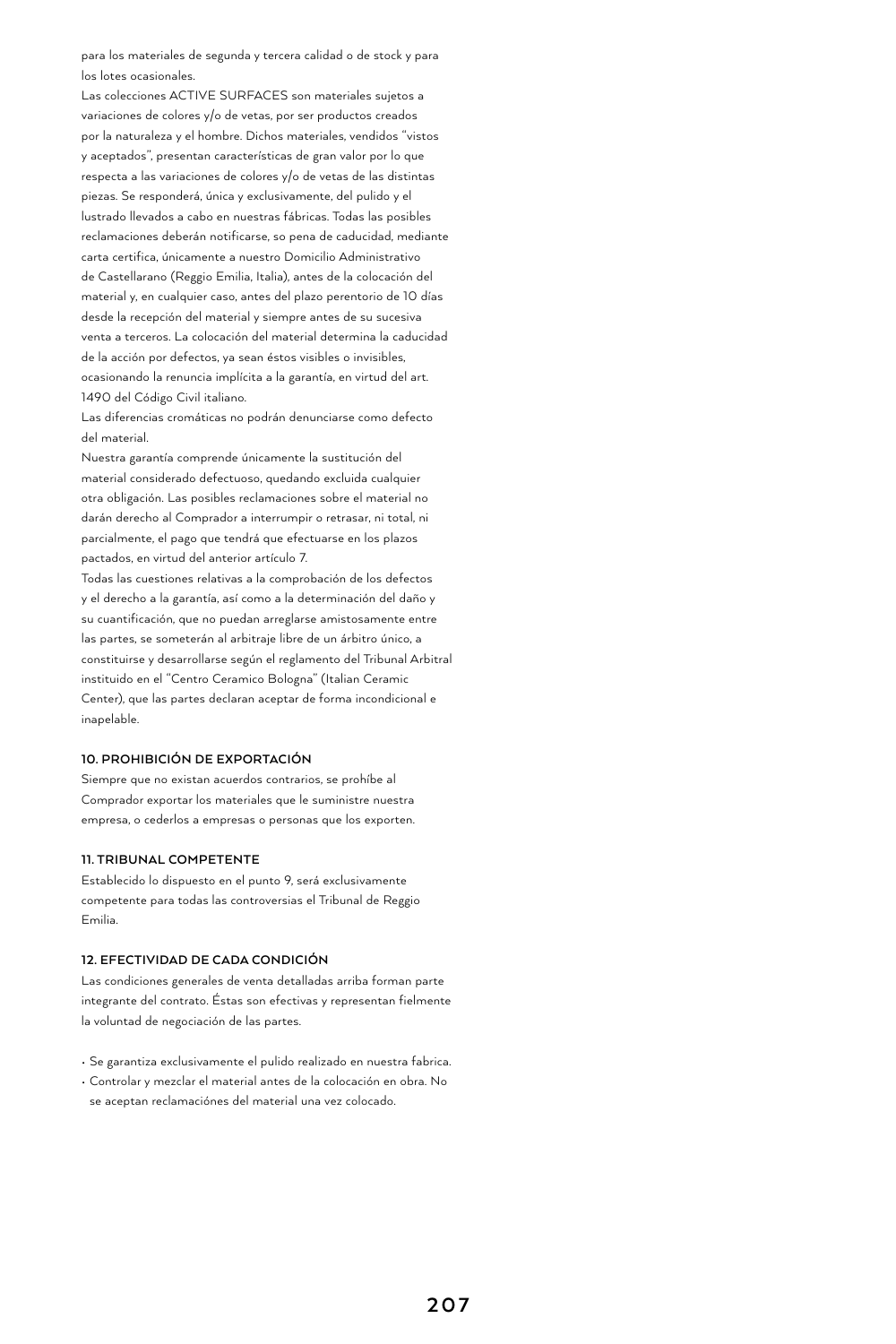para los materiales de segunda y tercera calidad o de stock y para los lotes ocasionales.

Las colecciones ACTIVE SURFACES son materiales sujetos a variaciones de colores y/o de vetas, por ser productos creados por la naturaleza y el hombre. Dichos materiales, vendidos "vistos y aceptados", presentan características de gran valor por lo que respecta a las variaciones de colores y/o de vetas de las distintas piezas. Se responderá, única y exclusivamente, del pulido y el lustrado llevados a cabo en nuestras fábricas. Todas las posibles reclamaciones deberán notificarse, so pena de caducidad, mediante carta certifica, únicamente a nuestro Domicilio Administrativo de Castellarano (Reggio Emilia, Italia), antes de la colocación del material y, en cualquier caso, antes del plazo perentorio de 10 días desde la recepción del material y siempre antes de su sucesiva venta a terceros. La colocación del material determina la caducidad de la acción por defectos, ya sean éstos visibles o invisibles, ocasionando la renuncia implícita a la garantía, en virtud del art. 1490 del Código Civil italiano.

Las diferencias cromáticas no podrán denunciarse como defecto del material.

Nuestra garantía comprende únicamente la sustitución del material considerado defectuoso, quedando excluida cualquier otra obligación. Las posibles reclamaciones sobre el material no darán derecho al Comprador a interrumpir o retrasar, ni total, ni parcialmente, el pago que tendrá que efectuarse en los plazos pactados, en virtud del anterior artículo 7.

Todas las cuestiones relativas a la comprobación de los defectos y el derecho a la garantía, así como a la determinación del daño y su cuantificación, que no puedan arreglarse amistosamente entre las partes, se someterán al arbitraje libre de un árbitro único, a constituirse y desarrollarse según el reglamento del Tribunal Arbitral instituido en el "Centro Ceramico Bologna" (Italian Ceramic Center), que las partes declaran aceptar de forma incondicional e inapelable.

## 10. PROHIBICIÓN DE EXPORTACIÓN

Siempre que no existan acuerdos contrarios, se prohíbe al Comprador exportar los materiales que le suministre nuestra empresa, o cederlos a empresas o personas que los exporten.

## 11. TRIBUNAL COMPETENTE

Establecido lo dispuesto en el punto 9, será exclusivamente competente para todas las controversias el Tribunal de Reggio Emilia.

## 12. EFECTIVIDAD DE CADA CONDICIÓN

Las condiciones generales de venta detalladas arriba forman parte integrante del contrato. Éstas son efectivas y representan fielmente la voluntad de negociación de las partes.

- Se garantiza exclusivamente el pulido realizado en nuestra fabrica.
- Controlar y mezclar el material antes de la colocación en obra. No se aceptan reclamaciónes del material una vez colocado.